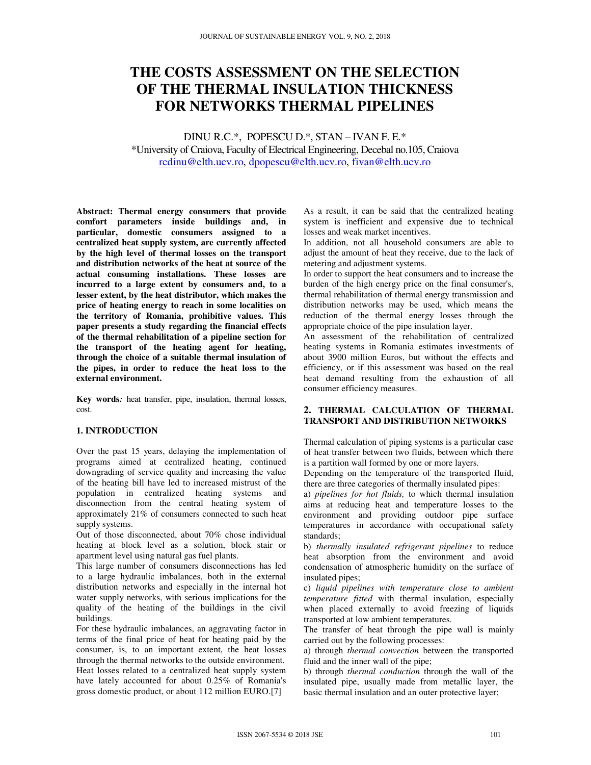# THE COSTS ASSESSMENT ON THE SELECTION OF THE THERMAL INSULATION THICKNESS FOR NETWORKS THERMAL PIPELINES

DINU R.C.*, POPESCU D.*, STAN – IVAN F. E.*

*University of Craiova, Faculty of Electrical Engineering, Decebal no.105, Craiova

rcdinu@elth.ucv.ro, dpopescu@elth.ucv.ro, fivan@elth.ucv.ro

**Abstract: Thermal energy consumers that provide comfort parameters inside buildings and, in particular, domestic consumers assigned to a centralized heat supply system, are currently affected by the high level of thermal losses on the transport and distribution networks of the heat at source of the actual consuming installations. These losses are incurred to a large extent by consumers and, to a lesser extent, by the heat distributor, which makes the price of heating energy to reach in some localities on the territory of Romania, prohibitive values. This paper presents a study regarding the financial effects of the thermal rehabilitation of a pipeline section for the transport of the heating agent for heating, through the choice of a suitable thermal insulation of the pipes, in order to reduce the heat loss to the external environment.**

**Key words***:* heat transfer, pipe, insulation, thermal losses, cost.

## 1. INTRODUCTION

Over the past 15 years, delaying the implementation of programs aimed at centralized heating, continued downgrading of service quality and increasing the value of the heating bill have led to increased mistrust of the population in centralized heating systems and disconnection from the central heating system of approximately 21% of consumers connected to such heat supply systems.

Out of those disconnected, about 70% chose individual heating at block level as a solution, block stair or apartment level using natural gas fuel plants.

This large number of consumers disconnections has led to a large hydraulic imbalances, both in the external distribution networks and especially in the internal hot water supply networks, with serious implications for the quality of the heating of the buildings in the civil buildings.

For these hydraulic imbalances, an aggravating factor in terms of the final price of heat for heating paid by the consumer, is, to an important extent, the heat losses through the thermal networks to the outside environment. Heat losses related to a centralized heat supply system have lately accounted for about 0.25% of Romania's gross domestic product, or about 112 million EURO.[7]

As a result, it can be said that the centralized heating system is inefficient and expensive due to technical losses and weak market incentives.

In addition, not all household consumers are able to adjust the amount of heat they receive, due to the lack of metering and adjustment systems.

In order to support the heat consumers and to increase the burden of the high energy price on the final consumer's, thermal rehabilitation of thermal energy transmission and distribution networks may be used, which means the reduction of the thermal energy losses through the appropriate choice of the pipe insulation layer.

An assessment of the rehabilitation of centralized heating systems in Romania estimates investments of about 3900 million Euros, but without the effects and efficiency, or if this assessment was based on the real heat demand resulting from the exhaustion of all consumer efficiency measures.

## 2. THERMAL CALCULATION OF THERMAL TRANSPORT AND DISTRIBUTION NETWORKS

Thermal calculation of piping systems is a particular case of heat transfer between two fluids, between which there is a partition wall formed by one or more layers.

Depending on the temperature of the transported fluid, there are three categories of thermally insulated pipes:

a) *pipelines for hot fluids,* to which thermal insulation aims at reducing heat and temperature losses to the environment and providing outdoor pipe surface temperatures in accordance with occupational safety standards;

b) *thermally insulated refrigerant pipelines* to reduce heat absorption from the environment and avoid condensation of atmospheric humidity on the surface of insulated pipes;

c) *liquid pipelines with temperature close to ambient temperature fitted* with thermal insulation, especially when placed externally to avoid freezing of liquids transported at low ambient temperatures.

The transfer of heat through the pipe wall is mainly carried out by the following processes:

a) through *thermal convection* between the transported fluid and the inner wall of the pipe;

b) through *thermal conduction* through the wall of the insulated pipe, usually made from metallic layer, the basic thermal insulation and an outer protective layer;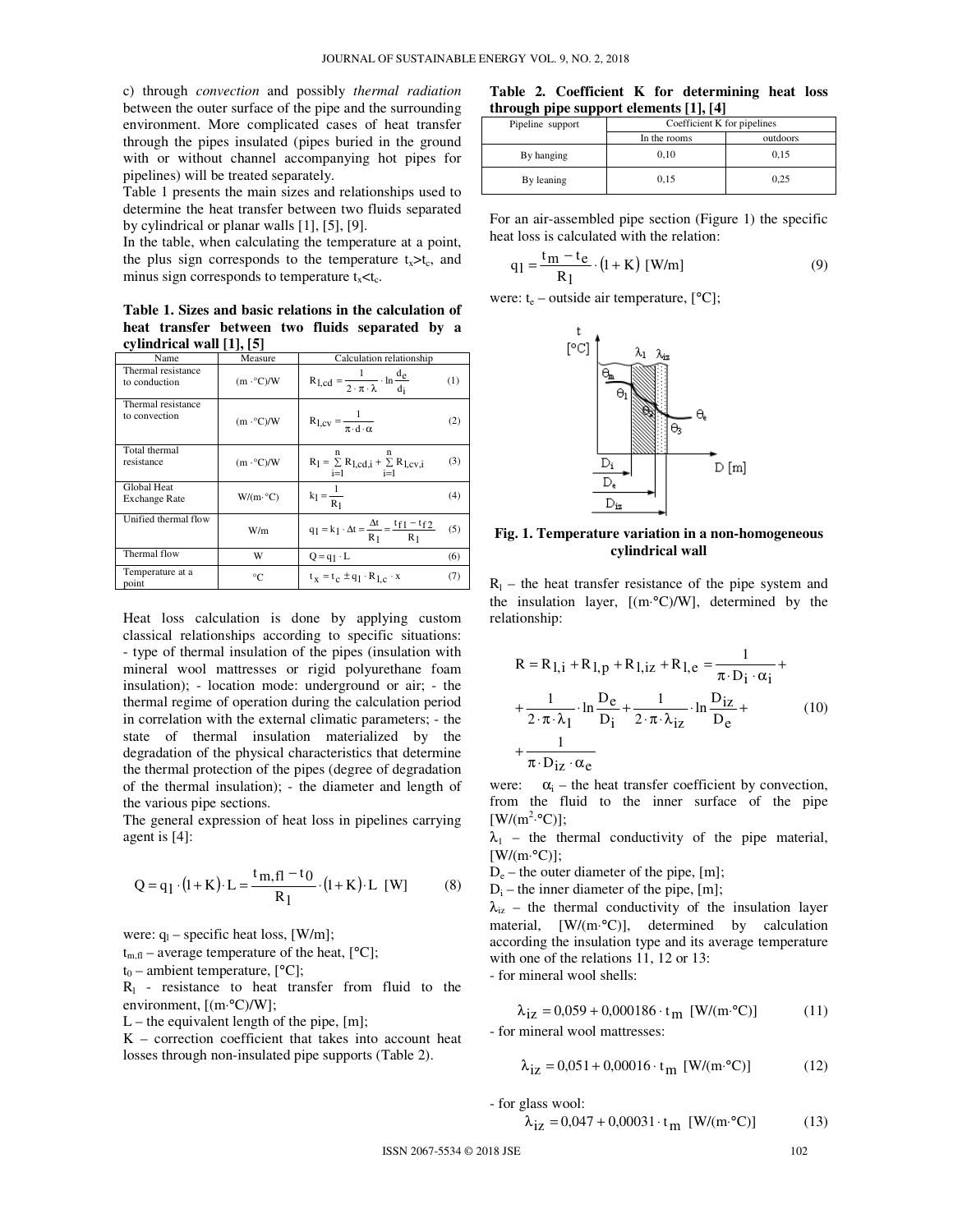c) through *convection* and possibly *thermal radiation* between the outer surface of the pipe and the surrounding environment. More complicated cases of heat transfer through the pipes insulated (pipes buried in the ground with or without channel accompanying hot pipes for pipelines) will be treated separately.

Table 1 presents the main sizes and relationships used to determine the heat transfer between two fluids separated by cylindrical or planar walls [1], [5], [9].

In the table, when calculating the temperature at a point, the plus sign corresponds to the temperature $t_x > t_c$, and minus sign corresponds to temperature $t_x < t_c$.

**Table 1. Sizes and basic relations in the calculation of heat transfer between two fluids separated by a cylindrical wall [1], [5]**

| Name | Measure | Calculation relationship | |
|---|---|---|---|
| Thermal resistance to conduction | (m·°C)/W | $R_{l,cd} = \frac{1}{2 \cdot \pi \cdot \lambda} \cdot \ln \frac{d_e}{d_i}$ | (1) |
| Thermal resistance to convection | (m·°C)/W | $R_{l,cv} = \frac{1}{\pi \cdot d \cdot \alpha}$ | (2) |
| Total thermal resistance | (m·°C)/W | $R_l = \sum_{i=1}^{n} R_{l,cd,i} + \sum_{i=1}^{n} R_{l,cv,i}$ | (3) |
| Global Heat Exchange Rate | W/(m·°C) | $k_l = \frac{1}{R_l}$ | (4) |
| Unified thermal flow | W/m | $q_l = k_l \cdot \Delta t = \frac{\Delta t}{R_l} = \frac{t_{f1} - t_{f2}}{R_l}$ | (5) |
| Thermal flow | W | $Q = q_l \cdot L$ | (6) |
| Temperature at a point | °C | $t_x = t_c \pm q_l \cdot R_{l,c} \cdot x$ | (7) |

Heat loss calculation is done by applying custom classical relationships according to specific situations: - type of thermal insulation of the pipes (insulation with mineral wool mattresses or rigid polyurethane foam insulation); - location mode: underground or air; - the thermal regime of operation during the calculation period in correlation with the external climatic parameters; - the state of thermal insulation materialized by the degradation of the physical characteristics that determine the thermal protection of the pipes (degree of degradation of the thermal insulation); - the diameter and length of the various pipe sections.

The general expression of heat loss in pipelines carrying agent is [4]:

$$Q = q_l \cdot (1 + K) \cdot L = \frac{t_{m,fl} - t_0}{R_l} \cdot (1 + K) \cdot L \ \ [\text{W}] \tag{8}$$

were: $q_l$ – specific heat loss, [W/m];

$t_{m,fl}$ – average temperature of the heat, [°C];

$t_0$ – ambient temperature, [°C];

$R_l$ - resistance to heat transfer from fluid to the environment, [(m·°C)/W];

L – the equivalent length of the pipe, [m];

K – correction coefficient that takes into account heat losses through non-insulated pipe supports (Table 2).

**Table 2. Coefficient K for determining heat loss through pipe support elements [1], [4]**

| Pipeline support | Coefficient K for pipelines | |
|---|---|---|
| | In the rooms | outdoors |
| By hanging | 0,10 | 0,15 |
| By leaning | 0,15 | 0,25 |

For an air-assembled pipe section (Figure 1) the specific heat loss is calculated with the relation:

$$q_l = \frac{t_m - t_e}{R_l} \cdot (1 + K) \ \ [\text{W/m}] \tag{9}$$

were: $t_e$ – outside air temperature, [°C];

**Fig. 1. Temperature variation in a non-homogeneous cylindrical wall**

$R_l$ – the heat transfer resistance of the pipe system and the insulation layer, [(m·°C)/W], determined by the relationship:

$$R = R_{l,i} + R_{l,p} + R_{l,iz} + R_{l,e} = \frac{1}{\pi \cdot D_i \cdot \alpha_i} + \frac{1}{2 \cdot \pi \cdot \lambda_1} \cdot \ln \frac{D_e}{D_i} + \frac{1}{2 \cdot \pi \cdot \lambda_{iz}} \cdot \ln \frac{D_{iz}}{D_e} + \frac{1}{\pi \cdot D_{iz} \cdot \alpha_e} \tag{10}$$

were: $\alpha_i$ – the heat transfer coefficient by convection, from the fluid to the inner surface of the pipe [W/(m$^2$·°C)];

$\lambda_1$ – the thermal conductivity of the pipe material, [W/(m·°C)];

$D_e$ – the outer diameter of the pipe, [m];

$D_i$ – the inner diameter of the pipe, [m];

$\lambda_{iz}$ – the thermal conductivity of the insulation layer material, [W/(m·°C)], determined by calculation according the insulation type and its average temperature with one of the relations 11, 12 or 13:

- for mineral wool shells:

$$\lambda_{iz} = 0{,}059 + 0{,}000186 \cdot t_m \ \ [\text{W/(m·°C)}] \tag{11}$$

- for mineral wool mattresses:

$$\lambda_{iz} = 0{,}051 + 0{,}00016 \cdot t_m \ \ [\text{W/(m·°C)}] \tag{12}$$

- for glass wool:

$$\lambda_{iz} = 0{,}047 + 0{,}00031 \cdot t_m \ \ [\text{W/(m·°C)}] \tag{13}$$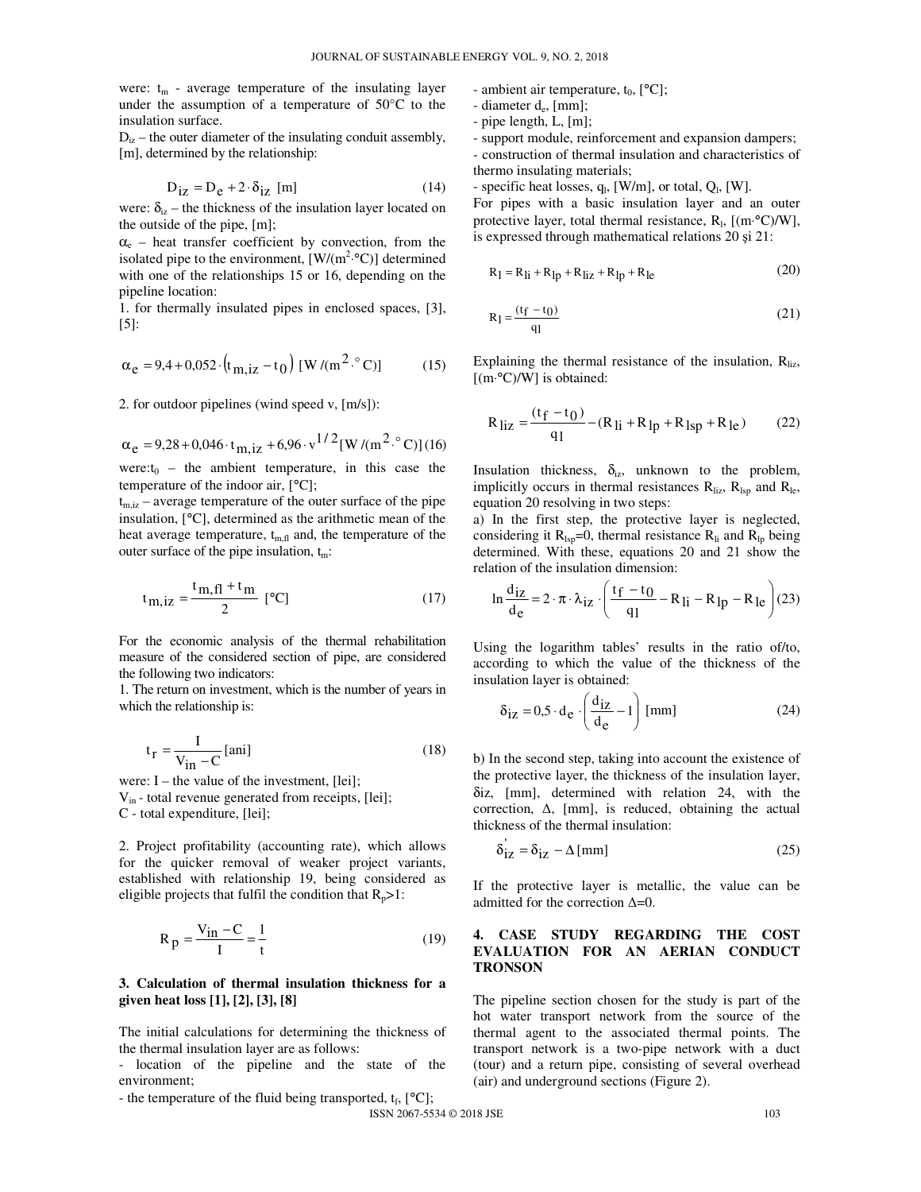were: $t_m$ - average temperature of the insulating layer under the assumption of a temperature of 50°C to the insulation surface.

$D_{iz}$ – the outer diameter of the insulating conduit assembly, [m], determined by the relationship:

$$D_{iz} = D_e + 2 \cdot \delta_{iz} \ [\text{m}] \tag{14}$$

were: $\delta_{iz}$ – the thickness of the insulation layer located on the outside of the pipe, [m];

$\alpha_e$ – heat transfer coefficient by convection, from the isolated pipe to the environment, [W/(m²·°C)] determined with one of the relationships 15 or 16, depending on the pipeline location:

1. for thermally insulated pipes in enclosed spaces, [3], [5]:

$$\alpha_e = 9{,}4 + 0{,}052 \cdot \left(t_{m,iz} - t_0\right) \ [\text{W}/(\text{m}^2 \cdot {}^\circ\text{C})] \tag{15}$$

2. for outdoor pipelines (wind speed v, [m/s]):

$$\alpha_e = 9{,}28 + 0{,}046 \cdot t_{m,iz} + 6{,}96 \cdot v^{1/2} [\text{W}/(\text{m}^2 \cdot {}^\circ\text{C})] \tag{16}$$

were: $t_0$ – the ambient temperature, in this case the temperature of the indoor air, [°C];

$t_{m,iz}$ – average temperature of the outer surface of the pipe insulation, [°C], determined as the arithmetic mean of the heat average temperature, $t_{m,fl}$ and, the temperature of the outer surface of the pipe insulation, $t_m$:

$$t_{m,iz} = \frac{t_{m,fl} + t_m}{2} \ [{}^\circ\text{C}] \tag{17}$$

For the economic analysis of the thermal rehabilitation measure of the considered section of pipe, are considered the following two indicators:

1. The return on investment, which is the number of years in which the relationship is:

$$t_r = \frac{I}{V_{in} - C} [\text{ani}] \tag{18}$$

were: I – the value of the investment, [lei];
$V_{in}$ - total revenue generated from receipts, [lei];
C - total expenditure, [lei];

2. Project profitability (accounting rate), which allows for the quicker removal of weaker project variants, established with relationship 19, being considered as eligible projects that fulfil the condition that $R_p>1$:

$$R_p = \frac{V_{in} - C}{I} = \frac{1}{t} \tag{19}$$

## 3. Calculation of thermal insulation thickness for a given heat loss [1], [2], [3], [8]

The initial calculations for determining the thickness of the thermal insulation layer are as follows:

- location of the pipeline and the state of the environment;
- the temperature of the fluid being transported, $t_f$, [°C];
- ambient air temperature, $t_0$, [°C];
- diameter $d_e$, [mm];
- pipe length, L, [m];
- support module, reinforcement and expansion dampers;
- construction of thermal insulation and characteristics of thermo insulating materials;
- specific heat losses, $q_l$, [W/m], or total, $Q_l$, [W].

For pipes with a basic insulation layer and an outer protective layer, total thermal resistance, $R_l$, [(m·°C)/W], is expressed through mathematical relations 20 și 21:

$$R_l = R_{li} + R_{lp} + R_{liz} + R_{lp} + R_{le} \tag{20}$$

$$R_l = \frac{(t_f - t_0)}{q_l} \tag{21}$$

Explaining the thermal resistance of the insulation, $R_{liz}$, [(m·°C)/W] is obtained:

$$R_{liz} = \frac{(t_f - t_0)}{q_l} - (R_{li} + R_{lp} + R_{lsp} + R_{le}) \tag{22}$$

Insulation thickness, $\delta_{iz}$, unknown to the problem, implicitly occurs in thermal resistances $R_{liz}$, $R_{lsp}$ and $R_{le}$, equation 20 resolving in two steps:

a) In the first step, the protective layer is neglected, considering it $R_{lsp}=0$, thermal resistance $R_{li}$ and $R_{lp}$ being determined. With these, equations 20 and 21 show the relation of the insulation dimension:

$$\ln \frac{d_{iz}}{d_e} = 2 \cdot \pi \cdot \lambda_{iz} \cdot \left( \frac{t_f - t_0}{q_l} - R_{li} - R_{lp} - R_{le} \right) \tag{23}$$

Using the logarithm tables' results in the ratio of/to, according to which the value of the thickness of the insulation layer is obtained:

$$\delta_{iz} = 0{,}5 \cdot d_e \cdot \left( \frac{d_{iz}}{d_e} - 1 \right) \ [\text{mm}] \tag{24}$$

b) In the second step, taking into account the existence of the protective layer, the thickness of the insulation layer, $\delta_{iz}$, [mm], determined with relation 24, with the correction, Δ, [mm], is reduced, obtaining the actual thickness of the thermal insulation:

$$\delta'_{iz} = \delta_{iz} - \Delta \, [\text{mm}] \tag{25}$$

If the protective layer is metallic, the value can be admitted for the correction Δ=0.

## 4. CASE STUDY REGARDING THE COST EVALUATION FOR AN AERIAN CONDUCT TRONSON

The pipeline section chosen for the study is part of the hot water transport network from the source of the thermal agent to the associated thermal points. The transport network is a two-pipe network with a duct (tour) and a return pipe, consisting of several overhead (air) and underground sections (Figure 2).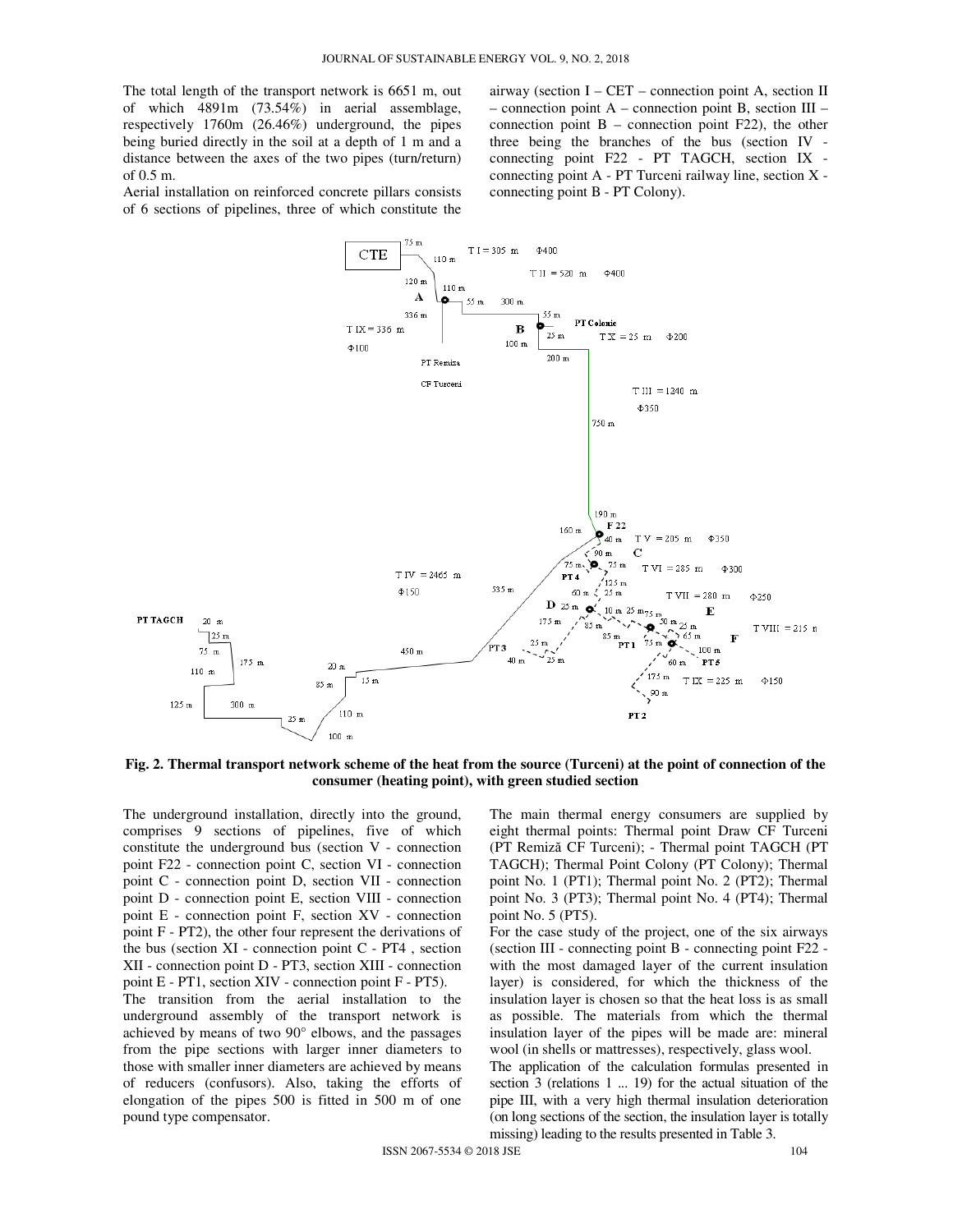The total length of the transport network is 6651 m, out of which 4891m (73.54%) in aerial assemblage, respectively 1760m (26.46%) underground, the pipes being buried directly in the soil at a depth of 1 m and a distance between the axes of the two pipes (turn/return) of 0.5 m.

Aerial installation on reinforced concrete pillars consists of 6 sections of pipelines, three of which constitute the airway (section I – CET – connection point A, section II – connection point A – connection point B, section III – connection point B – connection point F22), the other three being the branches of the bus (section IV - connecting point F22 - PT TAGCH, section IX - connecting point A - PT Turceni railway line, section X - connecting point B - PT Colony).

**Fig. 2. Thermal transport network scheme of the heat from the source (Turceni) at the point of connection of the consumer (heating point), with green studied section**

The underground installation, directly into the ground, comprises 9 sections of pipelines, five of which constitute the underground bus (section V - connection point F22 - connection point C, section VI - connection point C - connection point D, section VII - connection point D - connection point E, section VIII - connection point E - connection point F, section XV - connection point F - PT2), the other four represent the derivations of the bus (section XI - connection point C - PT4 , section XII - connection point D - PT3, section XIII - connection point E - PT1, section XIV - connection point F - PT5).

The transition from the aerial installation to the underground assembly of the transport network is achieved by means of two 90° elbows, and the passages from the pipe sections with larger inner diameters to those with smaller inner diameters are achieved by means of reducers (confusors). Also, taking the efforts of elongation of the pipes 500 is fitted in 500 m of one pound type compensator.

The main thermal energy consumers are supplied by eight thermal points: Thermal point Draw CF Turceni (PT Remiză CF Turceni); - Thermal point TAGCH (PT TAGCH); Thermal Point Colony (PT Colony); Thermal point No. 1 (PT1); Thermal point No. 2 (PT2); Thermal point No. 3 (PT3); Thermal point No. 4 (PT4); Thermal point No. 5 (PT5).

For the case study of the project, one of the six airways (section III - connecting point B - connecting point F22 - with the most damaged layer of the current insulation layer) is considered, for which the thickness of the insulation layer is chosen so that the heat loss is as small as possible. The materials from which the thermal insulation layer of the pipes will be made are: mineral wool (in shells or mattresses), respectively, glass wool.

The application of the calculation formulas presented in section 3 (relations 1 ... 19) for the actual situation of the pipe III, with a very high thermal insulation deterioration (on long sections of the section, the insulation layer is totally missing) leading to the results presented in Table 3.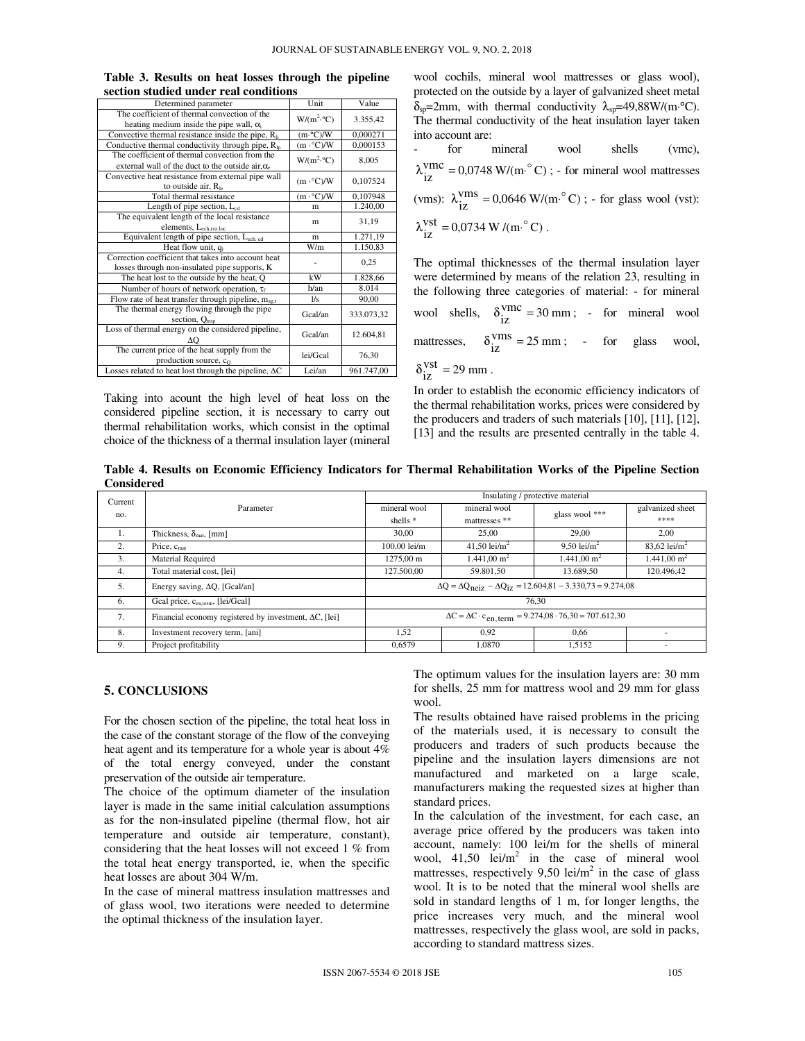**Table 3. Results on heat losses through the pipeline section studied under real conditions**

| Determined parameter | Unit | Value |
|---|---|---|
| The coefficient of thermal convection of the heating medium inside the pipe wall, $\alpha_i$ | W/(m$^2$·°C) | 3.355,42 |
| Convective thermal resistance inside the pipe, $R_{li}$ | (m·°C)/W | 0,000271 |
| Conductive thermal conductivity through pipe, $R_{lp}$ | (m ·°C)/W | 0,000153 |
| The coefficient of thermal convection from the external wall of the duct to the outside air,$\alpha_e$ | W/(m$^2$·°C) | 8,005 |
| Convective heat resistance from external pipe wall to outside air, $R_{le}$ | (m ·°C)/W | 0,107524 |
| Total thermal resistance | (m ·°C)/W | 0,107948 |
| Length of pipe section, $L_{cd}$ | m | 1.240,00 |
| The equivalent length of the local resistance elements, $L_{ech,rez.loc}$ | m | 31,19 |
| Equivalent length of pipe section, $L_{ech. cd}$ | m | 1.271,19 |
| Heat flow unit, $q_l$ | W/m | 1.150,83 |
| Correction coefficient that takes into account heat losses through non-insulated pipe supports, K | - | 0,25 |
| The heat lost to the outside by the heat, Q | kW | 1.828,66 |
| Number of hours of network operation, $\tau_f$ | h/an | 8.014 |
| Flow rate of heat transfer through pipeline, $m_{ag,t}$ | l/s | 90,00 |
| The thermal energy flowing through the pipe section, $Q_{trsp}$ | Gcal/an | 333.073,32 |
| Loss of thermal energy on the considered pipeline, ΔQ | Gcal/an | 12.604,81 |
| The current price of the heat supply from the production source, $c_Q$ | lei/Gcal | 76,30 |
| Losses related to heat lost through the pipeline, ΔC | Lei/an | 961.747,00 |

Taking into acount the high level of heat loss on the considered pipeline section, it is necessary to carry out thermal rehabilitation works, which consist in the optimal choice of the thickness of a thermal insulation layer (mineral wool cochils, mineral wool mattresses or glass wool), protected on the outside by a layer of galvanized sheet metal $\delta_{sp}$=2mm, with thermal conductivity $\lambda_{sp}$=49,88W/(m·°C). The thermal conductivity of the heat insulation layer taken into account are:

- for mineral wool shells (vmc), $\lambda_{iz}^{vmc} = 0{,}0748$ W/(m·°C) ; - for mineral wool mattresses (vms): $\lambda_{iz}^{vms} = 0{,}0646$ W/(m·°C) ; - for glass wool (vst): $\lambda_{iz}^{vst} = 0{,}0734$ W /(m·°C) .

The optimal thicknesses of the thermal insulation layer were determined by means of the relation 23, resulting in the following three categories of material: - for mineral wool shells, $\delta_{iz}^{vmc} = 30$ mm ; - for mineral wool mattresses, $\delta_{iz}^{vms} = 25$ mm ; - for glass wool, $\delta_{iz}^{vst} = 29$ mm .

In order to establish the economic efficiency indicators of the thermal rehabilitation works, prices were considered by the producers and traders of such materials [10], [11], [12], [13] and the results are presented centrally in the table 4.

**Table 4. Results on Economic Efficiency Indicators for Thermal Rehabilitation Works of the Pipeline Section Considered**

| Current no. | Parameter | Insulating / protective material | | | |
|---|---|---|---|---|---|
| | | mineral wool shells * | mineral wool mattresses ** | glass wool *** | galvanized sheet **** |
| 1. | Thickness, $\delta_{mat}$, [mm] | 30,00 | 25,00 | 29,00 | 2,00 |
| 2. | Price, $c_{mat}$ | 100,00 lei/m | 41,50 lei/m$^2$ | 9,50 lei/m$^2$ | 83,62 lei/m$^2$ |
| 3. | Material Required | 1275,00 m | 1.441,00 m$^2$ | 1.441,00 m$^2$ | 1.441,00 m$^2$ |
| 4. | Total material cost, [lei] | 127.500,00 | 59.801,50 | 13.689,50 | 120.496,42 |
| 5. | Energy saving, ΔQ, [Gcal/an] | $\Delta Q = \Delta Q_{neiz} - \Delta Q_{iz} = 12.604{,}81 - 3.330{,}73 = 9.274{,}08$ | | | |
| 6. | Gcal price, $c_{en,term}$, [lei/Gcal] | 76,30 | | | |
| 7. | Financial economy registered by investment, ΔC, [lei] | $\Delta C = \Delta C \cdot c_{en,term} = 9.274{,}08 \cdot 76{,}30 = 707.612{,}30$ | | | |
| 8. | Investment recovery term, [ani] | 1,52 | 0,92 | 0,66 | - |
| 9. | Project profitability | 0,6579 | 1,0870 | 1,5152 | - |

## 5. CONCLUSIONS

For the chosen section of the pipeline, the total heat loss in the case of the constant storage of the flow of the conveying heat agent and its temperature for a whole year is about 4% of the total energy conveyed, under the constant preservation of the outside air temperature.

The choice of the optimum diameter of the insulation layer is made in the same initial calculation assumptions as for the non-insulated pipeline (thermal flow, hot air temperature and outside air temperature, constant), considering that the heat losses will not exceed 1 % from the total heat energy transported, ie, when the specific heat losses are about 304 W/m.

In the case of mineral mattress insulation mattresses and of glass wool, two iterations were needed to determine the optimal thickness of the insulation layer.

The optimum values for the insulation layers are: 30 mm for shells, 25 mm for mattress wool and 29 mm for glass wool.

The results obtained have raised problems in the pricing of the materials used, it is necessary to consult the producers and traders of such products because the pipeline and the insulation layers dimensions are not manufactured and marketed on a large scale, manufacturers making the requested sizes at higher than standard prices.

In the calculation of the investment, for each case, an average price offered by the producers was taken into account, namely: 100 lei/m for the shells of mineral wool, 41,50 lei/m$^2$ in the case of mineral wool mattresses, respectively 9,50 lei/m$^2$ in the case of glass wool. It is to be noted that the mineral wool shells are sold in standard lengths of 1 m, for longer lengths, the price increases very much, and the mineral wool mattresses, respectively the glass wool, are sold in packs, according to standard mattress sizes.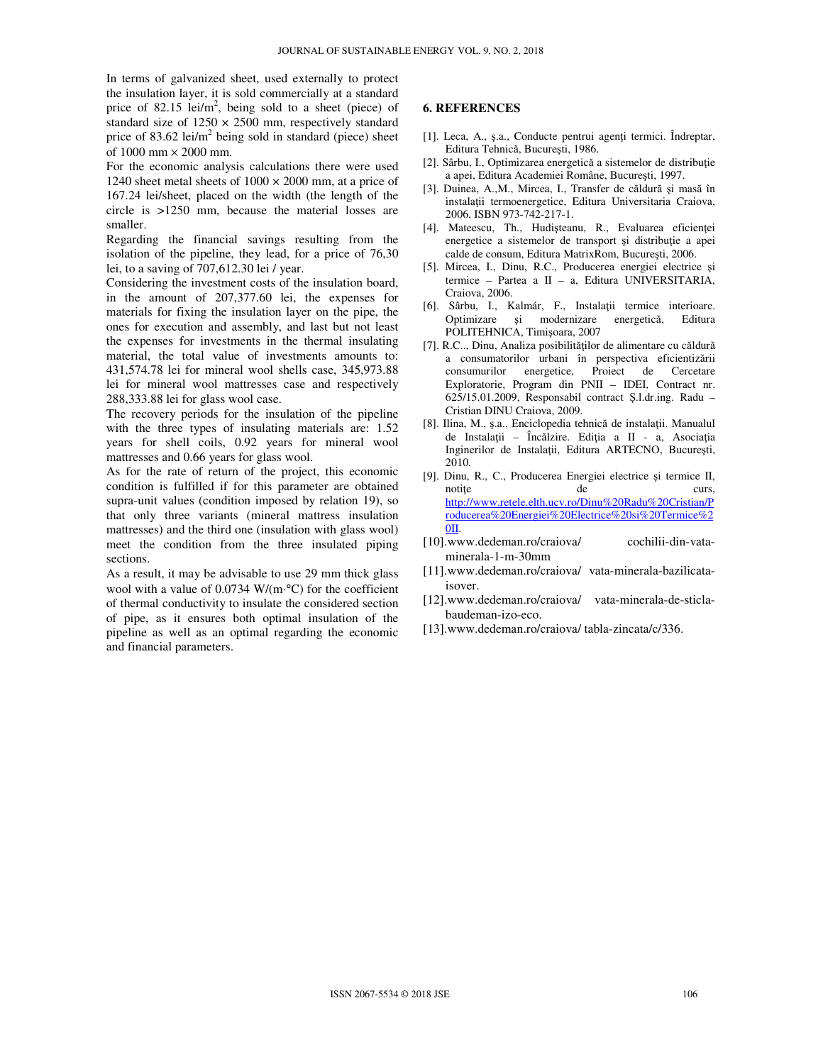In terms of galvanized sheet, used externally to protect the insulation layer, it is sold commercially at a standard price of 82.15 lei/m$^2$, being sold to a sheet (piece) of standard size of 1250 × 2500 mm, respectively standard price of 83.62 lei/m$^2$ being sold in standard (piece) sheet of 1000 mm × 2000 mm.

For the economic analysis calculations there were used 1240 sheet metal sheets of 1000 × 2000 mm, at a price of 167.24 lei/sheet, placed on the width (the length of the circle is >1250 mm, because the material losses are smaller.

Regarding the financial savings resulting from the isolation of the pipeline, they lead, for a price of 76,30 lei, to a saving of 707,612.30 lei / year.

Considering the investment costs of the insulation board, in the amount of 207,377.60 lei, the expenses for materials for fixing the insulation layer on the pipe, the ones for execution and assembly, and last but not least the expenses for investments in the thermal insulating material, the total value of investments amounts to: 431,574.78 lei for mineral wool shells case, 345,973.88 lei for mineral wool mattresses case and respectively 288,333.88 lei for glass wool case.

The recovery periods for the insulation of the pipeline with the three types of insulating materials are: 1.52 years for shell coils, 0.92 years for mineral wool mattresses and 0.66 years for glass wool.

As for the rate of return of the project, this economic condition is fulfilled if for this parameter are obtained supra-unit values (condition imposed by relation 19), so that only three variants (mineral mattress insulation mattresses) and the third one (insulation with glass wool) meet the condition from the three insulated piping sections.

As a result, it may be advisable to use 29 mm thick glass wool with a value of 0.0734 W/(m·°C) for the coefficient of thermal conductivity to insulate the considered section of pipe, as it ensures both optimal insulation of the pipeline as well as an optimal regarding the economic and financial parameters.

## 6. REFERENCES

[1]. Leca, A., ş.a., Conducte pentrui agenţi termici. Îndreptar, Editura Tehnică, Bucureşti, 1986.

[2]. Sârbu, I., Optimizarea energetică a sistemelor de distribuţie a apei, Editura Academiei Române, Bucureşti, 1997.

[3]. Duinea, A.,M., Mircea, I., Transfer de căldură şi masă în instalaţii termoenergetice, Editura Universitaria Craiova, 2006, ISBN 973-742-217-1.

[4]. Mateescu, Th., Hudişteanu, R., Evaluarea eficienţei energetice a sistemelor de transport şi distribuţie a apei calde de consum, Editura MatrixRom, Bucureşti, 2006.

[5]. Mircea, I., Dinu, R.C., Producerea energiei electrice şi termice – Partea a II – a, Editura UNIVERSITARIA, Craiova, 2006.

[6]. Sârbu, I., Kalmár, F., Instalaţii termice interioare. Optimizare şi modernizare energetică, Editura POLITEHNICA, Timişoara, 2007

[7]. R.C.., Dinu, Analiza posibilităţilor de alimentare cu căldură a consumatorilor urbani în perspectiva eficientizării consumurilor energetice, Proiect de Cercetare Exploratorie, Program din PNII – IDEI, Contract nr. 625/15.01.2009, Responsabil contract Ş.l.dr.ing. Radu – Cristian DINU Craiova, 2009.

[8]. Ilina, M., ş.a., Enciclopedia tehnică de instalaţii. Manualul de Instalaţii – Încălzire. Ediţia a II - a, Asociaţia Inginerilor de Instalaţii, Editura ARTECNO, Bucureşti, 2010.

[9]. Dinu, R., C., Producerea Energiei electrice şi termice II, notițe de curs, http://www.retele.elth.ucv.ro/Dinu%20Radu%20Cristian/Producerea%20Energiei%20Electrice%20si%20Termice%20II.

[10].www.dedeman.ro/craiova/ cochilii-din-vata-minerala-1-m-30mm

[11].www.dedeman.ro/craiova/ vata-minerala-bazilicata-isover.

[12].www.dedeman.ro/craiova/ vata-minerala-de-sticla-baudeman-izo-eco.

[13].www.dedeman.ro/craiova/ tabla-zincata/c/336.